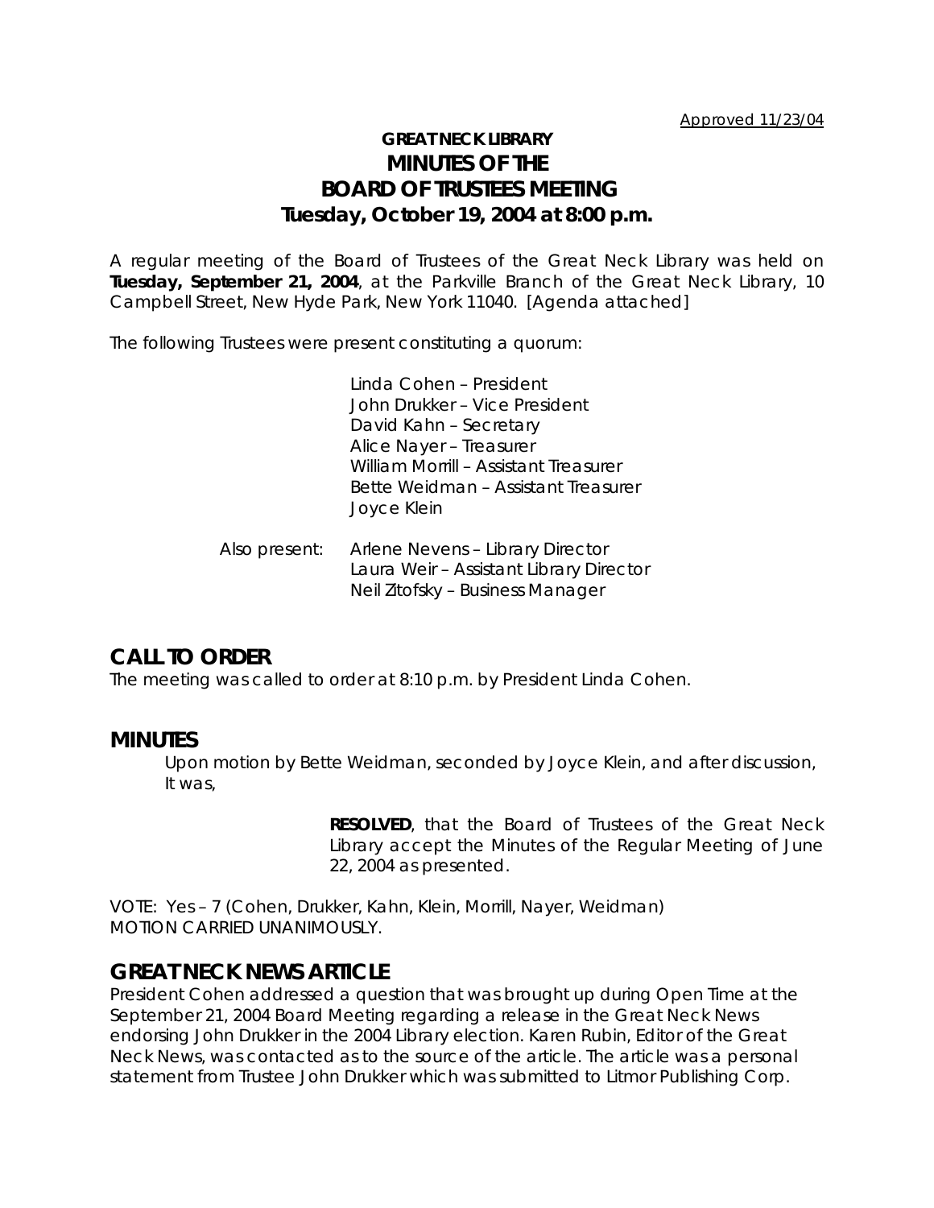Approved 11/23/04

# GREAT NECK LIBRARY
# MINUTES OF THE
# BOARD OF TRUSTEES MEETING
## Tuesday, October 19, 2004 at 8:00 p.m.

A regular meeting of the Board of Trustees of the Great Neck Library was held on **Tuesday, September 21, 2004**, at the Parkville Branch of the Great Neck Library, 10 Campbell Street, New Hyde Park, New York 11040. [Agenda attached]

The following Trustees were present constituting a quorum:

Linda Cohen – President
John Drukker – Vice President
David Kahn – Secretary
Alice Nayer – Treasurer
William Morrill – Assistant Treasurer
Bette Weidman – Assistant Treasurer
Joyce Klein

Also present:
Arlene Nevens – Library Director
Laura Weir – Assistant Library Director
Neil Zitofsky – Business Manager

## CALL TO ORDER

The meeting was called to order at 8:10 p.m. by President Linda Cohen.

## MINUTES

Upon motion by Bette Weidman, seconded by Joyce Klein, and after discussion, It was,

> **RESOLVED**, that the Board of Trustees of the Great Neck Library accept the Minutes of the Regular Meeting of June 22, 2004 as presented.

VOTE: Yes – 7 (Cohen, Drukker, Kahn, Klein, Morrill, Nayer, Weidman)
MOTION CARRIED UNANIMOUSLY.

## GREAT NECK NEWS ARTICLE

President Cohen addressed a question that was brought up during Open Time at the September 21, 2004 Board Meeting regarding a release in the Great Neck News endorsing John Drukker in the 2004 Library election. Karen Rubin, Editor of the Great Neck News, was contacted as to the source of the article. The article was a personal statement from Trustee John Drukker which was submitted to Litmor Publishing Corp.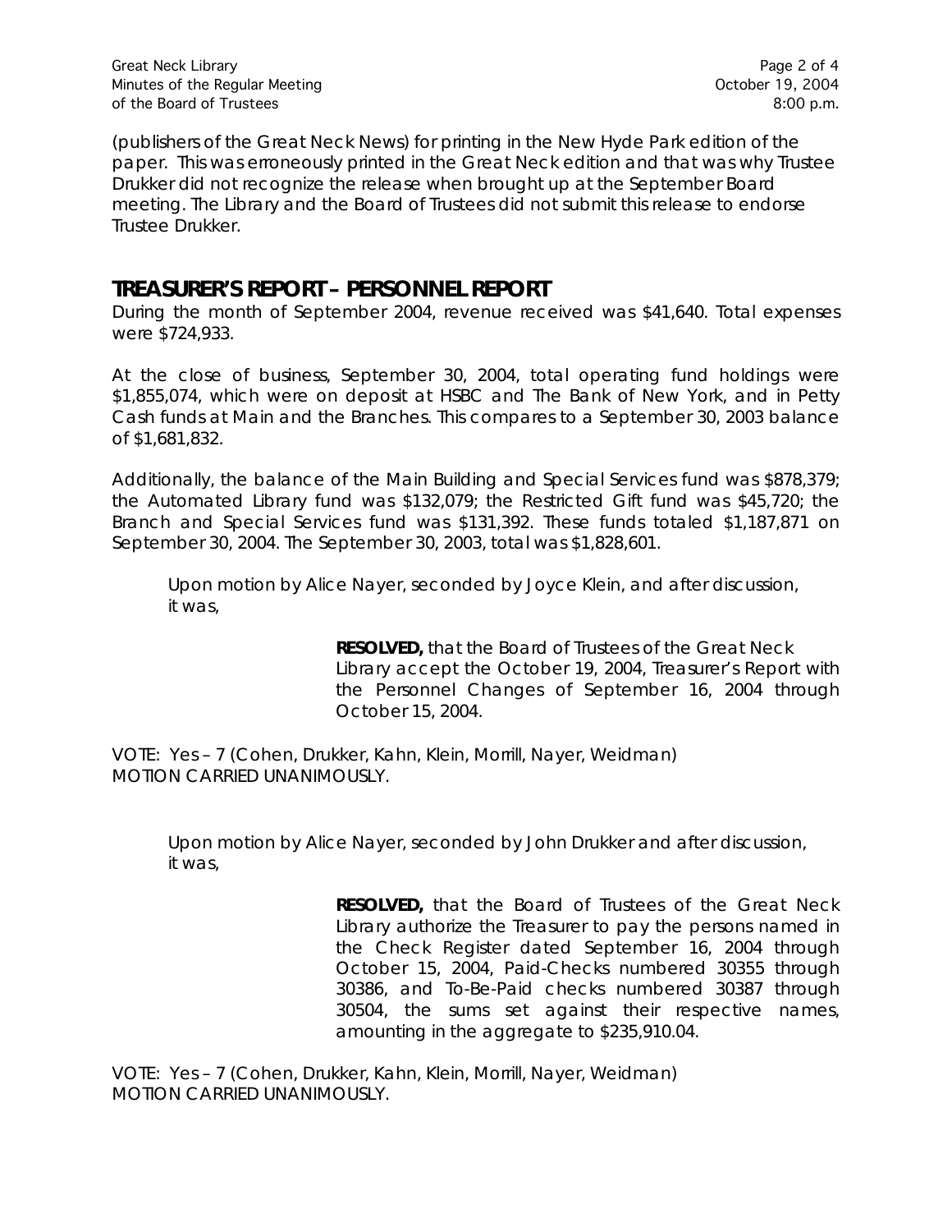(publishers of the Great Neck News) for printing in the New Hyde Park edition of the paper. This was erroneously printed in the Great Neck edition and that was why Trustee Drukker did not recognize the release when brought up at the September Board meeting. The Library and the Board of Trustees did not submit this release to endorse Trustee Drukker.

## TREASURER'S REPORT – PERSONNEL REPORT

During the month of September 2004, revenue received was $41,640. Total expenses were $724,933.

At the close of business, September 30, 2004, total operating fund holdings were $1,855,074, which were on deposit at HSBC and The Bank of New York, and in Petty Cash funds at Main and the Branches. This compares to a September 30, 2003 balance of $1,681,832.

Additionally, the balance of the Main Building and Special Services fund was $878,379; the Automated Library fund was $132,079; the Restricted Gift fund was $45,720; the Branch and Special Services fund was $131,392. These funds totaled $1,187,871 on September 30, 2004. The September 30, 2003, total was $1,828,601.

> Upon motion by Alice Nayer, seconded by Joyce Klein, and after discussion, it was,
>
> > **RESOLVED,** that the Board of Trustees of the Great Neck Library accept the October 19, 2004, Treasurer's Report with the Personnel Changes of September 16, 2004 through October 15, 2004.

VOTE: Yes – 7 (Cohen, Drukker, Kahn, Klein, Morrill, Nayer, Weidman)
MOTION CARRIED UNANIMOUSLY.

> Upon motion by Alice Nayer, seconded by John Drukker and after discussion, it was,
>
> > **RESOLVED,** that the Board of Trustees of the Great Neck Library authorize the Treasurer to pay the persons named in the Check Register dated September 16, 2004 through October 15, 2004, Paid-Checks numbered 30355 through 30386, and To-Be-Paid checks numbered 30387 through 30504, the sums set against their respective names, amounting in the aggregate to $235,910.04.

VOTE: Yes – 7 (Cohen, Drukker, Kahn, Klein, Morrill, Nayer, Weidman)
MOTION CARRIED UNANIMOUSLY.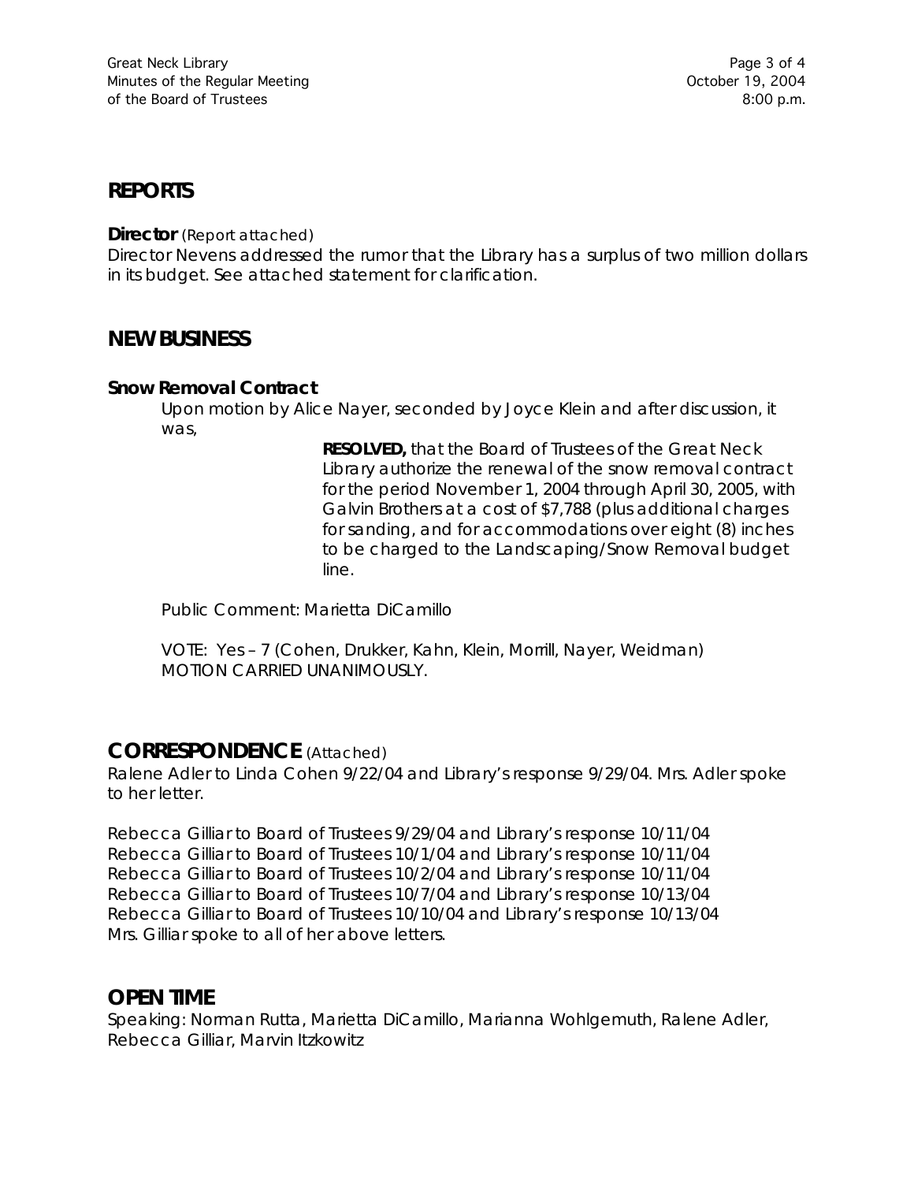## REPORTS

**Director** (Report attached)

Director Nevens addressed the rumor that the Library has a surplus of two million dollars in its budget. See attached statement for clarification.

## NEW BUSINESS

### Snow Removal Contract

Upon motion by Alice Nayer, seconded by Joyce Klein and after discussion, it was,

> **RESOLVED,** that the Board of Trustees of the Great Neck Library authorize the renewal of the snow removal contract for the period November 1, 2004 through April 30, 2005, with Galvin Brothers at a cost of $7,788 (plus additional charges for sanding, and for accommodations over eight (8) inches to be charged to the Landscaping/Snow Removal budget line.

Public Comment: Marietta DiCamillo

VOTE: Yes – 7 (Cohen, Drukker, Kahn, Klein, Morrill, Nayer, Weidman)
MOTION CARRIED UNANIMOUSLY.

## CORRESPONDENCE (Attached)

Ralene Adler to Linda Cohen 9/22/04 and Library's response 9/29/04. Mrs. Adler spoke to her letter.

Rebecca Gilliar to Board of Trustees 9/29/04 and Library's response 10/11/04
Rebecca Gilliar to Board of Trustees 10/1/04 and Library's response 10/11/04
Rebecca Gilliar to Board of Trustees 10/2/04 and Library's response 10/11/04
Rebecca Gilliar to Board of Trustees 10/7/04 and Library's response 10/13/04
Rebecca Gilliar to Board of Trustees 10/10/04 and Library's response 10/13/04
Mrs. Gilliar spoke to all of her above letters.

## OPEN TIME

Speaking: Norman Rutta, Marietta DiCamillo, Marianna Wohlgemuth, Ralene Adler, Rebecca Gilliar, Marvin Itzkowitz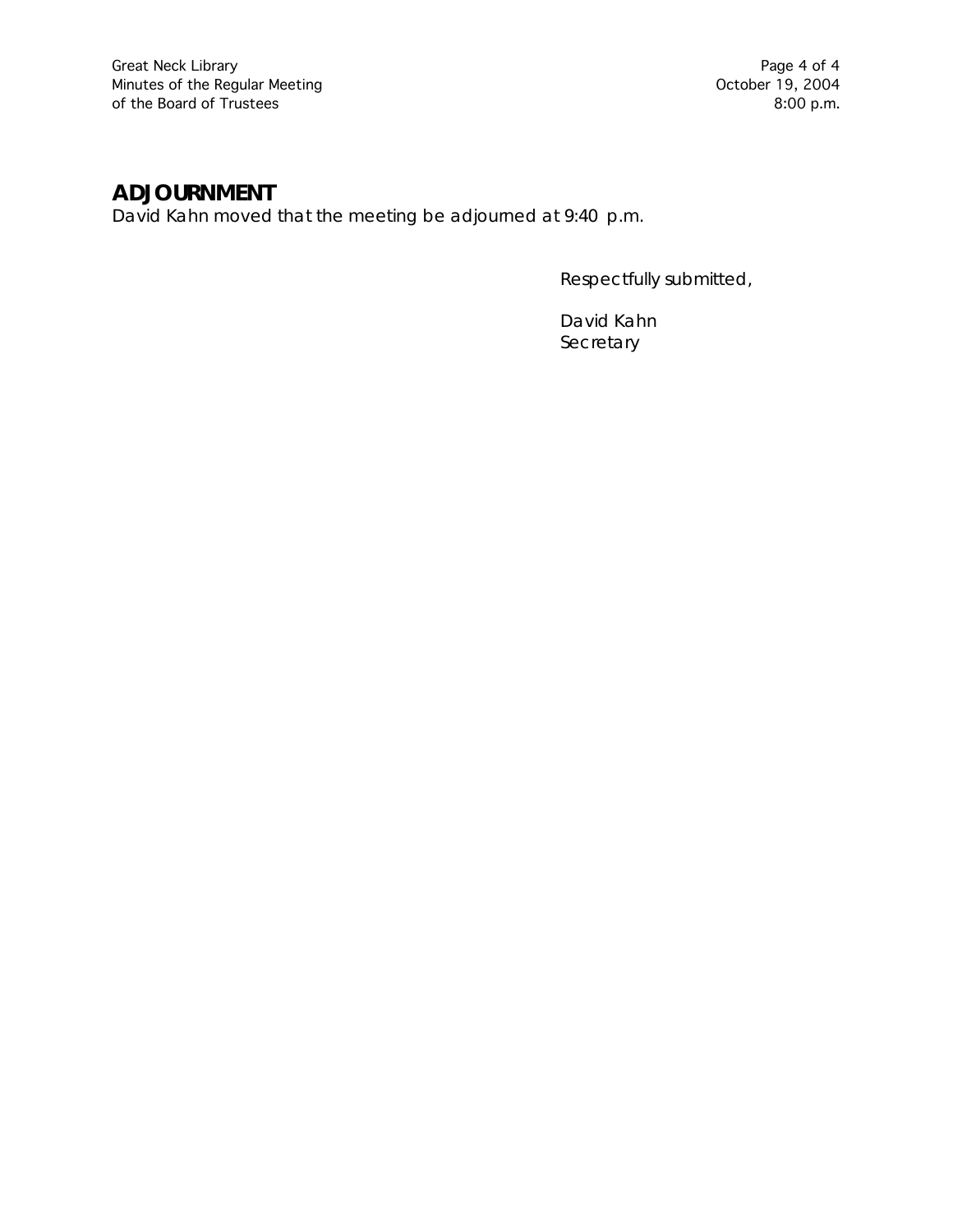## ADJOURNMENT

David Kahn moved that the meeting be adjourned at 9:40 p.m.

Respectfully submitted,

David Kahn
Secretary